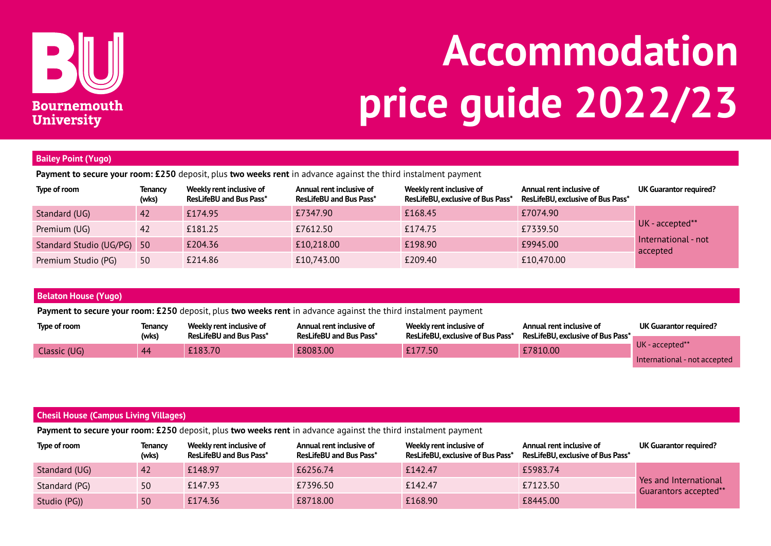Bournemouth University

# Accommodation price guide 2022/23

## Bailey Point (Yugo)

**Payment to secure your room: £250** deposit, plus **two weeks rent** in advance against the third instalment payment

| Type of room | Tenancy (wks) | Weekly rent inclusive of ResLifeBU and Bus Pass* | Annual rent inclusive of ResLifeBU and Bus Pass* | Weekly rent inclusive of ResLifeBU, exclusive of Bus Pass* | Annual rent inclusive of ResLifeBU, exclusive of Bus Pass* | UK Guarantor required? |
|---|---|---|---|---|---|---|
| Standard (UG) | 42 | £174.95 | £7347.90 | £168.45 | £7074.90 | UK - accepted** International - not accepted |
| Premium (UG) | 42 | £181.25 | £7612.50 | £174.75 | £7339.50 | |
| Standard Studio (UG/PG) | 50 | £204.36 | £10,218.00 | £198.90 | £9945.00 | |
| Premium Studio (PG) | 50 | £214.86 | £10,743.00 | £209.40 | £10,470.00 | |

## Belaton House (Yugo)

**Payment to secure your room: £250** deposit, plus **two weeks rent** in advance against the third instalment payment

| Type of room | Tenancy (wks) | Weekly rent inclusive of ResLifeBU and Bus Pass* | Annual rent inclusive of ResLifeBU and Bus Pass* | Weekly rent inclusive of ResLifeBU, exclusive of Bus Pass* | Annual rent inclusive of ResLifeBU, exclusive of Bus Pass* | UK Guarantor required? |
|---|---|---|---|---|---|---|
| Classic (UG) | 44 | £183.70 | £8083.00 | £177.50 | £7810.00 | UK - accepted** International - not accepted |

## Chesil House (Campus Living Villages)

**Payment to secure your room: £250** deposit, plus **two weeks rent** in advance against the third instalment payment

| Type of room | Tenancy (wks) | Weekly rent inclusive of ResLifeBU and Bus Pass* | Annual rent inclusive of ResLifeBU and Bus Pass* | Weekly rent inclusive of ResLifeBU, exclusive of Bus Pass* | Annual rent inclusive of ResLifeBU, exclusive of Bus Pass* | UK Guarantor required? |
|---|---|---|---|---|---|---|
| Standard (UG) | 42 | £148.97 | £6256.74 | £142.47 | £5983.74 | Yes and International Guarantors accepted** |
| Standard (PG) | 50 | £147.93 | £7396.50 | £142.47 | £7123.50 | |
| Studio (PG)) | 50 | £174.36 | £8718.00 | £168.90 | £8445.00 | |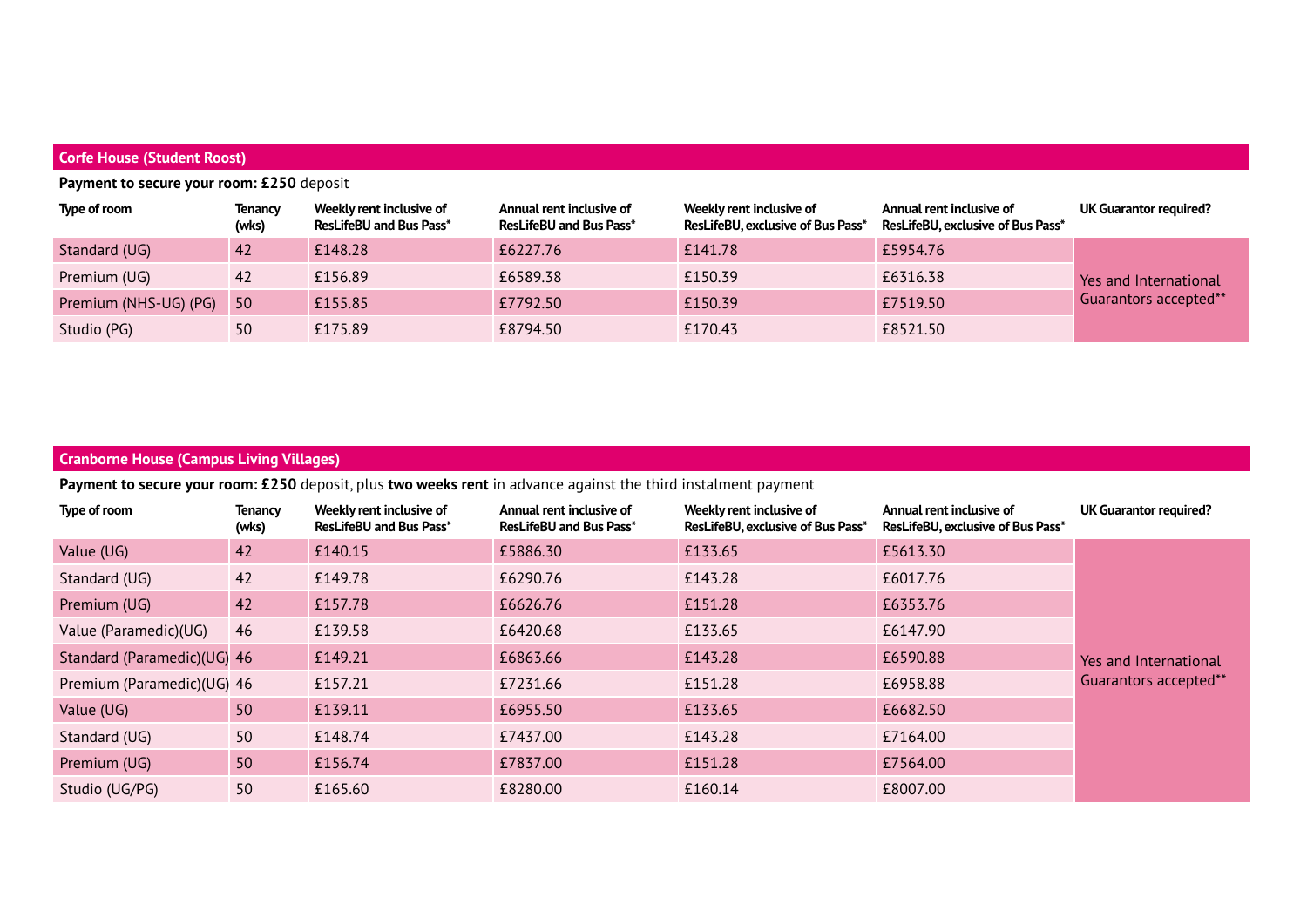## Corfe House (Student Roost)

**Payment to secure your room: £250** deposit

| Type of room | Tenancy (wks) | Weekly rent inclusive of ResLifeBU and Bus Pass* | Annual rent inclusive of ResLifeBU and Bus Pass* | Weekly rent inclusive of ResLifeBU, exclusive of Bus Pass* | Annual rent inclusive of ResLifeBU, exclusive of Bus Pass* | UK Guarantor required? |
|---|---|---|---|---|---|---|
| Standard (UG) | 42 | £148.28 | £6227.76 | £141.78 | £5954.76 | Yes and International Guarantors accepted** |
| Premium (UG) | 42 | £156.89 | £6589.38 | £150.39 | £6316.38 | |
| Premium (NHS-UG) (PG) | 50 | £155.85 | £7792.50 | £150.39 | £7519.50 | |
| Studio (PG) | 50 | £175.89 | £8794.50 | £170.43 | £8521.50 | |

## Cranborne House (Campus Living Villages)

**Payment to secure your room: £250** deposit, plus **two weeks rent** in advance against the third instalment payment

| Type of room | Tenancy (wks) | Weekly rent inclusive of ResLifeBU and Bus Pass* | Annual rent inclusive of ResLifeBU and Bus Pass* | Weekly rent inclusive of ResLifeBU, exclusive of Bus Pass* | Annual rent inclusive of ResLifeBU, exclusive of Bus Pass* | UK Guarantor required? |
|---|---|---|---|---|---|---|
| Value (UG) | 42 | £140.15 | £5886.30 | £133.65 | £5613.30 | Yes and International Guarantors accepted** |
| Standard (UG) | 42 | £149.78 | £6290.76 | £143.28 | £6017.76 | |
| Premium (UG) | 42 | £157.78 | £6626.76 | £151.28 | £6353.76 | |
| Value (Paramedic)(UG) | 46 | £139.58 | £6420.68 | £133.65 | £6147.90 | |
| Standard (Paramedic)(UG) | 46 | £149.21 | £6863.66 | £143.28 | £6590.88 | |
| Premium (Paramedic)(UG) | 46 | £157.21 | £7231.66 | £151.28 | £6958.88 | |
| Value (UG) | 50 | £139.11 | £6955.50 | £133.65 | £6682.50 | |
| Standard (UG) | 50 | £148.74 | £7437.00 | £143.28 | £7164.00 | |
| Premium (UG) | 50 | £156.74 | £7837.00 | £151.28 | £7564.00 | |
| Studio (UG/PG) | 50 | £165.60 | £8280.00 | £160.14 | £8007.00 | |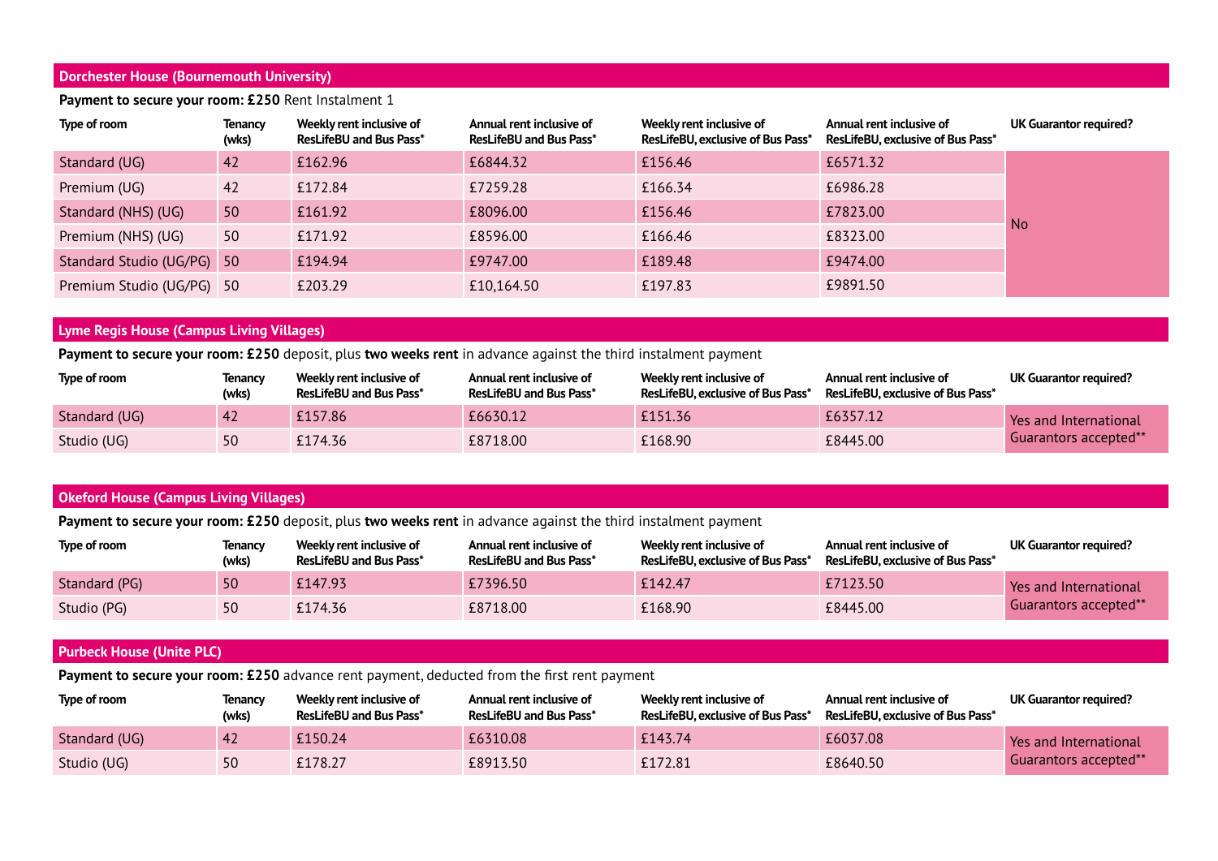## Dorchester House (Bournemouth University)

**Payment to secure your room: £250** Rent Instalment 1

| Type of room | Tenancy (wks) | Weekly rent inclusive of ResLifeBU and Bus Pass* | Annual rent inclusive of ResLifeBU and Bus Pass* | Weekly rent inclusive of ResLifeBU, exclusive of Bus Pass* | Annual rent inclusive of ResLifeBU, exclusive of Bus Pass* | UK Guarantor required? |
|---|---|---|---|---|---|---|
| Standard (UG) | 42 | £162.96 | £6844.32 | £156.46 | £6571.32 | No |
| Premium (UG) | 42 | £172.84 | £7259.28 | £166.34 | £6986.28 | |
| Standard (NHS) (UG) | 50 | £161.92 | £8096.00 | £156.46 | £7823.00 | |
| Premium (NHS) (UG) | 50 | £171.92 | £8596.00 | £166.46 | £8323.00 | |
| Standard Studio (UG/PG) | 50 | £194.94 | £9747.00 | £189.48 | £9474.00 | |
| Premium Studio (UG/PG) | 50 | £203.29 | £10,164.50 | £197.83 | £9891.50 | |

## Lyme Regis House (Campus Living Villages)

**Payment to secure your room: £250** deposit, plus **two weeks rent** in advance against the third instalment payment

| Type of room | Tenancy (wks) | Weekly rent inclusive of ResLifeBU and Bus Pass* | Annual rent inclusive of ResLifeBU and Bus Pass* | Weekly rent inclusive of ResLifeBU, exclusive of Bus Pass* | Annual rent inclusive of ResLifeBU, exclusive of Bus Pass* | UK Guarantor required? |
|---|---|---|---|---|---|---|
| Standard (UG) | 42 | £157.86 | £6630.12 | £151.36 | £6357.12 | Yes and International Guarantors accepted** |
| Studio (UG) | 50 | £174.36 | £8718.00 | £168.90 | £8445.00 | |

## Okeford House (Campus Living Villages)

**Payment to secure your room: £250** deposit, plus **two weeks rent** in advance against the third instalment payment

| Type of room | Tenancy (wks) | Weekly rent inclusive of ResLifeBU and Bus Pass* | Annual rent inclusive of ResLifeBU and Bus Pass* | Weekly rent inclusive of ResLifeBU, exclusive of Bus Pass* | Annual rent inclusive of ResLifeBU, exclusive of Bus Pass* | UK Guarantor required? |
|---|---|---|---|---|---|---|
| Standard (PG) | 50 | £147.93 | £7396.50 | £142.47 | £7123.50 | Yes and International Guarantors accepted** |
| Studio (PG) | 50 | £174.36 | £8718.00 | £168.90 | £8445.00 | |

## Purbeck House (Unite PLC)

**Payment to secure your room: £250** advance rent payment, deducted from the first rent payment

| Type of room | Tenancy (wks) | Weekly rent inclusive of ResLifeBU and Bus Pass* | Annual rent inclusive of ResLifeBU and Bus Pass* | Weekly rent inclusive of ResLifeBU, exclusive of Bus Pass* | Annual rent inclusive of ResLifeBU, exclusive of Bus Pass* | UK Guarantor required? |
|---|---|---|---|---|---|---|
| Standard (UG) | 42 | £150.24 | £6310.08 | £143.74 | £6037.08 | Yes and International Guarantors accepted** |
| Studio (UG) | 50 | £178.27 | £8913.50 | £172.81 | £8640.50 | |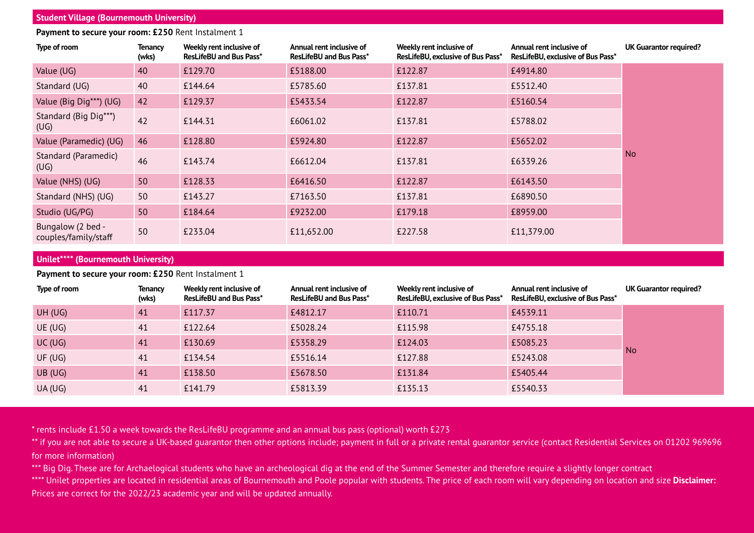## Student Village (Bournemouth University)

**Payment to secure your room: £250** Rent Instalment 1

| Type of room | Tenancy (wks) | Weekly rent inclusive of ResLifeBU and Bus Pass* | Annual rent inclusive of ResLifeBU and Bus Pass* | Weekly rent inclusive of ResLifeBU, exclusive of Bus Pass* | Annual rent inclusive of ResLifeBU, exclusive of Bus Pass* | UK Guarantor required? |
|---|---|---|---|---|---|---|
| Value (UG) | 40 | £129.70 | £5188.00 | £122.87 | £4914.80 | No |
| Standard (UG) | 40 | £144.64 | £5785.60 | £137.81 | £5512.40 | |
| Value (Big Dig***) (UG) | 42 | £129.37 | £5433.54 | £122.87 | £5160.54 | |
| Standard (Big Dig***) (UG) | 42 | £144.31 | £6061.02 | £137.81 | £5788.02 | |
| Value (Paramedic) (UG) | 46 | £128.80 | £5924.80 | £122.87 | £5652.02 | |
| Standard (Paramedic) (UG) | 46 | £143.74 | £6612.04 | £137.81 | £6339.26 | |
| Value (NHS) (UG) | 50 | £128.33 | £6416.50 | £122.87 | £6143.50 | |
| Standard (NHS) (UG) | 50 | £143.27 | £7163.50 | £137.81 | £6890.50 | |
| Studio (UG/PG) | 50 | £184.64 | £9232.00 | £179.18 | £8959.00 | |
| Bungalow (2 bed - couples/family/staff | 50 | £233.04 | £11,652.00 | £227.58 | £11,379.00 | |

## Unilet**** (Bournemouth University)

**Payment to secure your room: £250** Rent Instalment 1

| Type of room | Tenancy (wks) | Weekly rent inclusive of ResLifeBU and Bus Pass* | Annual rent inclusive of ResLifeBU and Bus Pass* | Weekly rent inclusive of ResLifeBU, exclusive of Bus Pass* | Annual rent inclusive of ResLifeBU, exclusive of Bus Pass* | UK Guarantor required? |
|---|---|---|---|---|---|---|
| UH (UG) | 41 | £117.37 | £4812.17 | £110.71 | £4539.11 | No |
| UE (UG) | 41 | £122.64 | £5028.24 | £115.98 | £4755.18 | |
| UC (UG) | 41 | £130.69 | £5358.29 | £124.03 | £5085.23 | |
| UF (UG) | 41 | £134.54 | £5516.14 | £127.88 | £5243.08 | |
| UB (UG) | 41 | £138.50 | £5678.50 | £131.84 | £5405.44 | |
| UA (UG) | 41 | £141.79 | £5813.39 | £135.13 | £5540.33 | |

* rents include £1.50 a week towards the ResLifeBU programme and an annual bus pass (optional) worth £273

** if you are not able to secure a UK-based guarantor then other options include; payment in full or a private rental guarantor service (contact Residential Services on 01202 969696 for more information)

*** Big Dig. These are for Archaelogical students who have an archeological dig at the end of the Summer Semester and therefore require a slightly longer contract

**** Unilet properties are located in residential areas of Bournemouth and Poole popular with students. The price of each room will vary depending on location and size **Disclaimer:** Prices are correct for the 2022/23 academic year and will be updated annually.